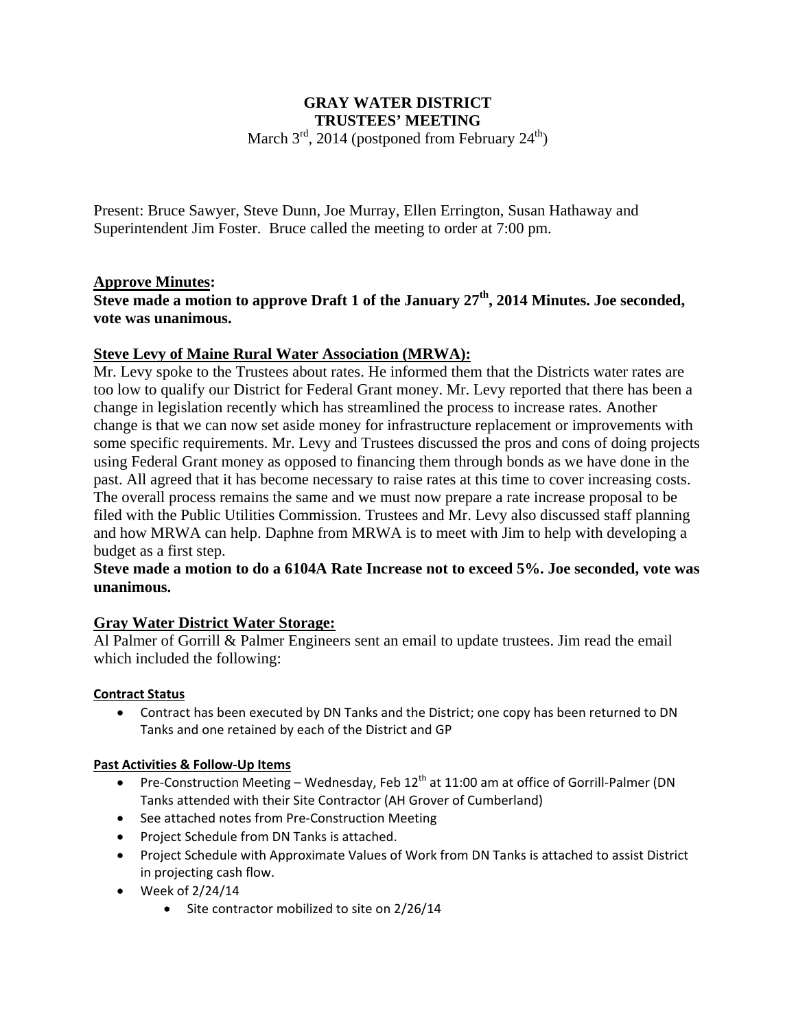# GRAY WATER DISTRICT
## TRUSTEES' MEETING

March 3rd, 2014 (postponed from February 24th)

Present: Bruce Sawyer, Steve Dunn, Joe Murray, Ellen Errington, Susan Hathaway and Superintendent Jim Foster. Bruce called the meeting to order at 7:00 pm.

### Approve Minutes:

**Steve made a motion to approve Draft 1 of the January 27th, 2014 Minutes. Joe seconded, vote was unanimous.**

### Steve Levy of Maine Rural Water Association (MRWA):

Mr. Levy spoke to the Trustees about rates. He informed them that the Districts water rates are too low to qualify our District for Federal Grant money. Mr. Levy reported that there has been a change in legislation recently which has streamlined the process to increase rates. Another change is that we can now set aside money for infrastructure replacement or improvements with some specific requirements. Mr. Levy and Trustees discussed the pros and cons of doing projects using Federal Grant money as opposed to financing them through bonds as we have done in the past. All agreed that it has become necessary to raise rates at this time to cover increasing costs. The overall process remains the same and we must now prepare a rate increase proposal to be filed with the Public Utilities Commission. Trustees and Mr. Levy also discussed staff planning and how MRWA can help. Daphne from MRWA is to meet with Jim to help with developing a budget as a first step.

**Steve made a motion to do a 6104A Rate Increase not to exceed 5%. Joe seconded, vote was unanimous.**

### Gray Water District Water Storage:

Al Palmer of Gorrill & Palmer Engineers sent an email to update trustees. Jim read the email which included the following:

#### Contract Status

- Contract has been executed by DN Tanks and the District; one copy has been returned to DN Tanks and one retained by each of the District and GP

#### Past Activities & Follow-Up Items

- Pre-Construction Meeting – Wednesday, Feb 12th at 11:00 am at office of Gorrill-Palmer (DN Tanks attended with their Site Contractor (AH Grover of Cumberland)
- See attached notes from Pre-Construction Meeting
- Project Schedule from DN Tanks is attached.
- Project Schedule with Approximate Values of Work from DN Tanks is attached to assist District in projecting cash flow.
- Week of 2/24/14
    - Site contractor mobilized to site on 2/26/14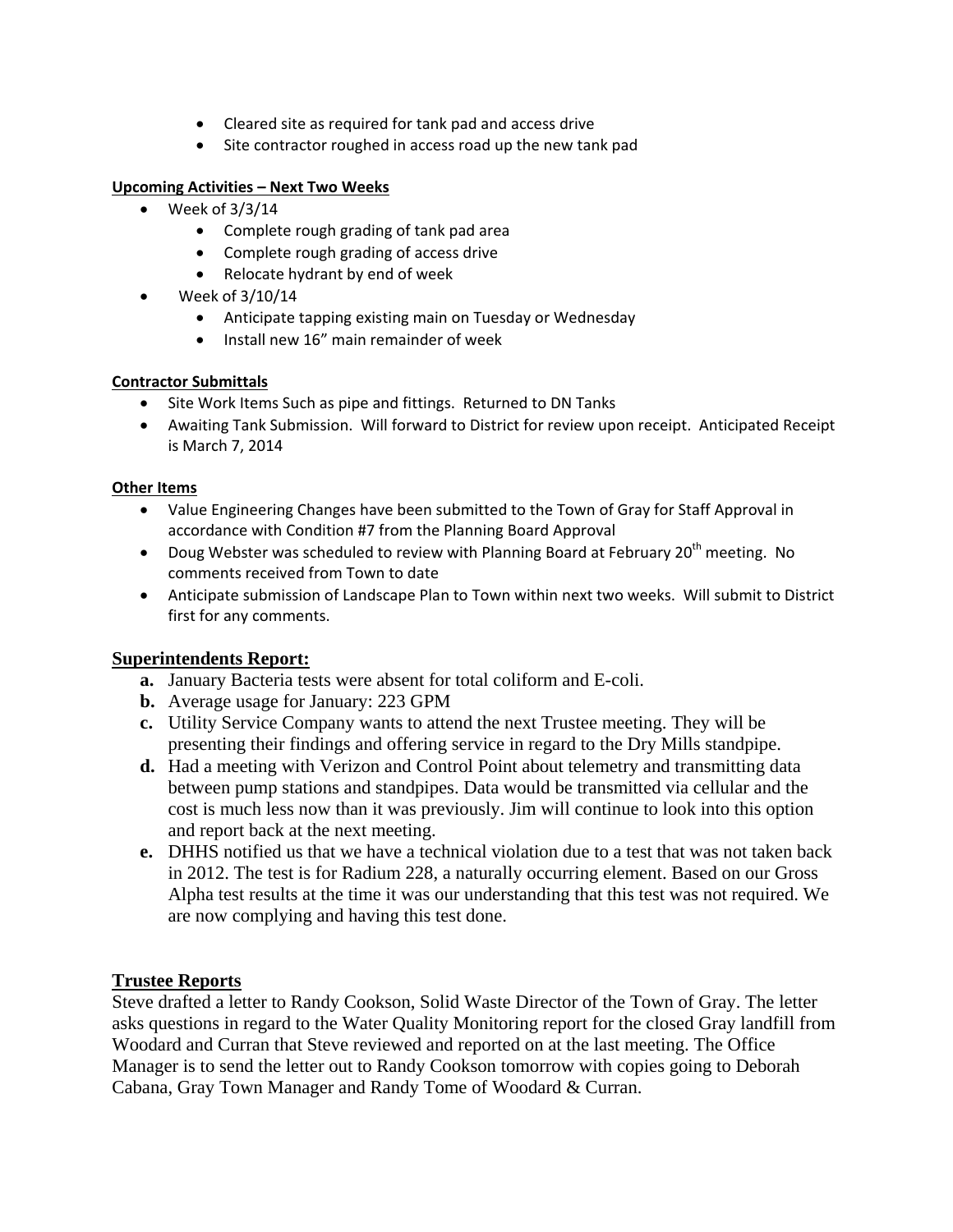- Cleared site as required for tank pad and access drive
- Site contractor roughed in access road up the new tank pad

**Upcoming Activities – Next Two Weeks**

- Week of 3/3/14
  - Complete rough grading of tank pad area
  - Complete rough grading of access drive
  - Relocate hydrant by end of week
- Week of 3/10/14
  - Anticipate tapping existing main on Tuesday or Wednesday
  - Install new 16" main remainder of week

**Contractor Submittals**

- Site Work Items Such as pipe and fittings. Returned to DN Tanks
- Awaiting Tank Submission. Will forward to District for review upon receipt. Anticipated Receipt is March 7, 2014

**Other Items**

- Value Engineering Changes have been submitted to the Town of Gray for Staff Approval in accordance with Condition #7 from the Planning Board Approval
- Doug Webster was scheduled to review with Planning Board at February 20th meeting. No comments received from Town to date
- Anticipate submission of Landscape Plan to Town within next two weeks. Will submit to District first for any comments.

## Superintendents Report:

**a.** January Bacteria tests were absent for total coliform and E-coli.

**b.** Average usage for January: 223 GPM

**c.** Utility Service Company wants to attend the next Trustee meeting. They will be presenting their findings and offering service in regard to the Dry Mills standpipe.

**d.** Had a meeting with Verizon and Control Point about telemetry and transmitting data between pump stations and standpipes. Data would be transmitted via cellular and the cost is much less now than it was previously. Jim will continue to look into this option and report back at the next meeting.

**e.** DHHS notified us that we have a technical violation due to a test that was not taken back in 2012. The test is for Radium 228, a naturally occurring element. Based on our Gross Alpha test results at the time it was our understanding that this test was not required. We are now complying and having this test done.

## Trustee Reports

Steve drafted a letter to Randy Cookson, Solid Waste Director of the Town of Gray. The letter asks questions in regard to the Water Quality Monitoring report for the closed Gray landfill from Woodard and Curran that Steve reviewed and reported on at the last meeting. The Office Manager is to send the letter out to Randy Cookson tomorrow with copies going to Deborah Cabana, Gray Town Manager and Randy Tome of Woodard & Curran.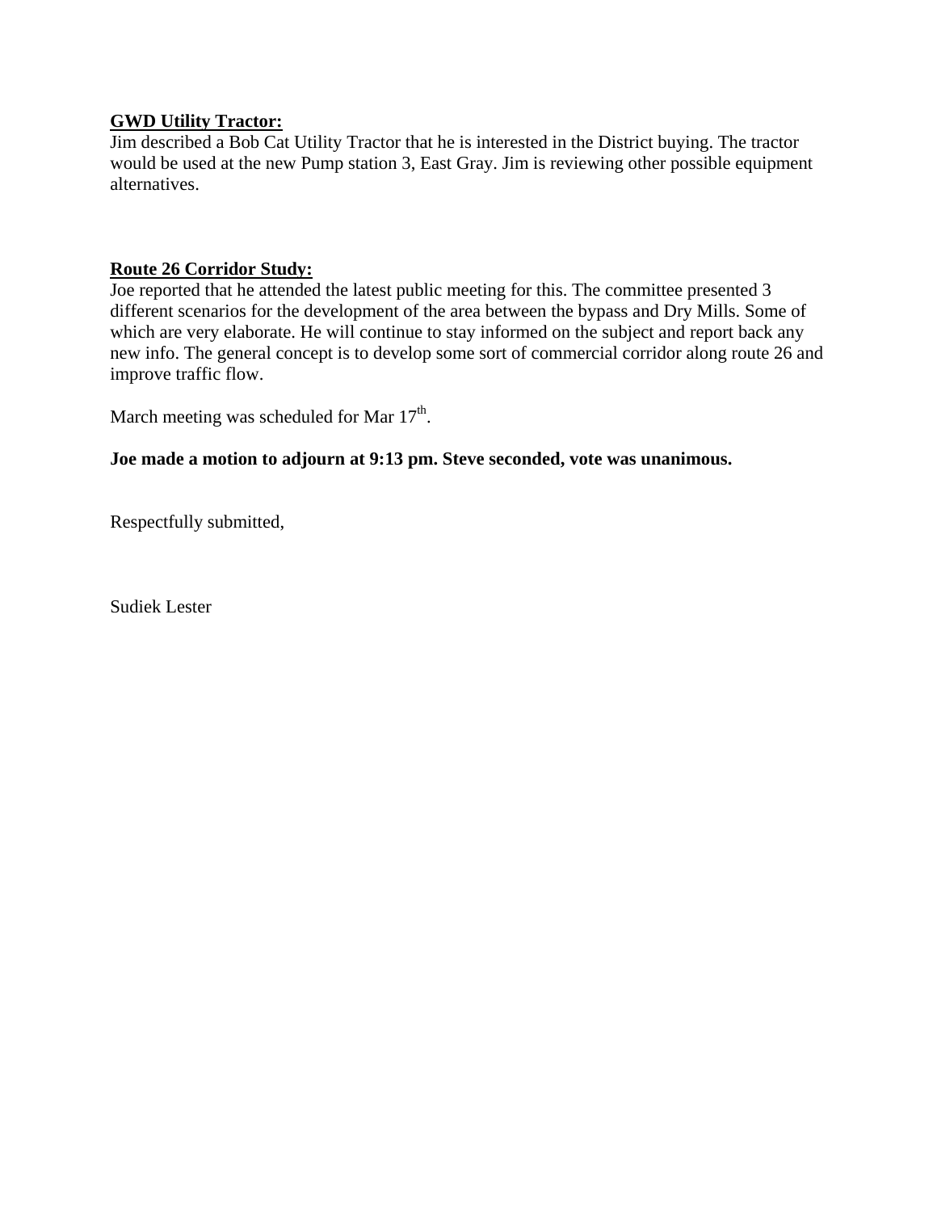**GWD Utility Tractor:**
Jim described a Bob Cat Utility Tractor that he is interested in the District buying. The tractor would be used at the new Pump station 3, East Gray. Jim is reviewing other possible equipment alternatives.

**Route 26 Corridor Study:**
Joe reported that he attended the latest public meeting for this. The committee presented 3 different scenarios for the development of the area between the bypass and Dry Mills. Some of which are very elaborate. He will continue to stay informed on the subject and report back any new info. The general concept is to develop some sort of commercial corridor along route 26 and improve traffic flow.

March meeting was scheduled for Mar 17th.

**Joe made a motion to adjourn at 9:13 pm. Steve seconded, vote was unanimous.**

Respectfully submitted,

Sudiek Lester